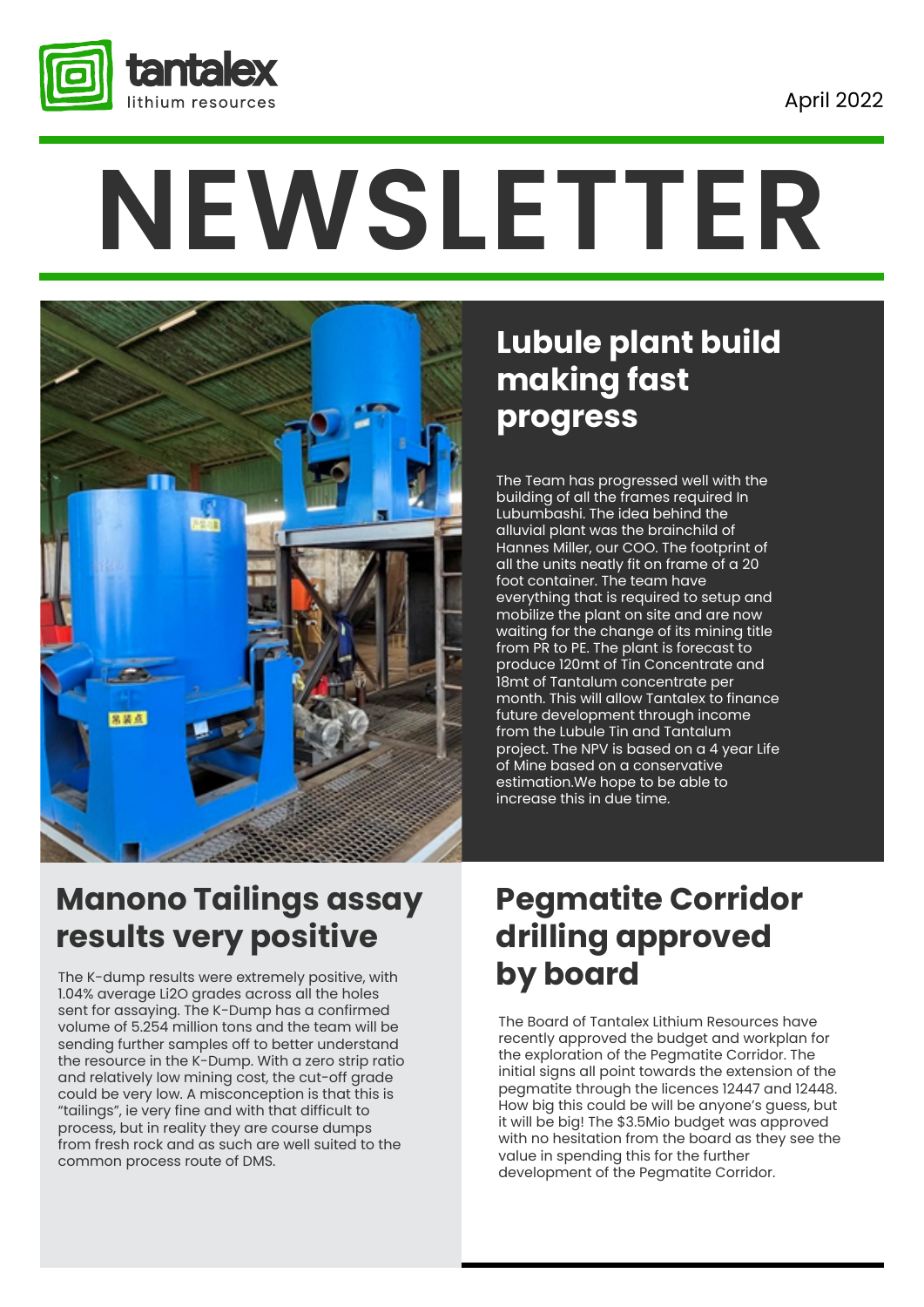tantalex lithium resources

April 2022

# NEWSLETTER

## Lubule plant build making fast progress

The Team has progressed well with the building of all the frames required In Lubumbashi. The idea behind the alluvial plant was the brainchild of Hannes Miller, our COO. The footprint of all the units neatly fit on frame of a 20 foot container. The team have everything that is required to setup and mobilize the plant on site and are now waiting for the change of its mining title from PR to PE. The plant is forecast to produce 120mt of Tin Concentrate and 18mt of Tantalum concentrate per month. This will allow Tantalex to finance future development through income from the Lubule Tin and Tantalum project. The NPV is based on a 4 year Life of Mine based on a conservative estimation.We hope to be able to increase this in due time.

## Manono Tailings assay results very positive

The K-dump results were extremely positive, with 1.04% average Li2O grades across all the holes sent for assaying. The K-Dump has a confirmed volume of 5.254 million tons and the team will be sending further samples off to better understand the resource in the K-Dump. With a zero strip ratio and relatively low mining cost, the cut-off grade could be very low. A misconception is that this is "tailings", ie very fine and with that difficult to process, but in reality they are course dumps from fresh rock and as such are well suited to the common process route of DMS.

## Pegmatite Corridor drilling approved by board

The Board of Tantalex Lithium Resources have recently approved the budget and workplan for the exploration of the Pegmatite Corridor. The initial signs all point towards the extension of the pegmatite through the licences 12447 and 12448. How big this could be will be anyone's guess, but it will be big! The $3.5Mio budget was approved with no hesitation from the board as they see the value in spending this for the further development of the Pegmatite Corridor.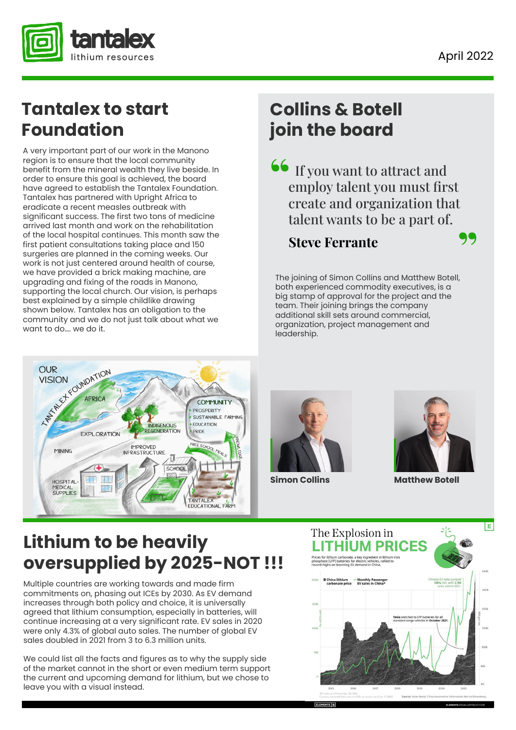April 2022

## Tantalex to start Foundation

A very important part of our work in the Manono region is to ensure that the local community benefit from the mineral wealth they live beside. In order to ensure this goal is achieved, the board have agreed to establish the Tantalex Foundation. Tantalex has partnered with Upright Africa to eradicate a recent measles outbreak with significant success. The first two tons of medicine arrived last month and work on the rehabilitation of the local hospital continues. This month saw the first patient consultations taking place and 150 surgeries are planned in the coming weeks. Our work is not just centered around health of course, we have provided a brick making machine, are upgrading and fixing of the roads in Manono, supporting the local church. Our vision, is perhaps best explained by a simple childlike drawing shown below. Tantalex has an obligation to the community and we do not just talk about what we want to do.... we do it.

## Collins & Botell join the board

> If you want to attract and employ talent you must first create and organization that talent wants to be a part of.
>
> **Steve Ferrante**

The joining of Simon Collins and Matthew Botell, both experienced commodity executives, is a big stamp of approval for the project and the team. Their joining brings the company additional skill sets around commercial, organization, project management and leadership.

OUR VISION
TANTALEX FOUNDATION
AFRICA
COMMUNITY
- PROSPERITY
- SUSTAINABLE FARMING
- EDUCATION
- PRIDE

INDIGENOUS REGENERATION
EXPLORATION
MINING
IMPROVED INFRASTRUCTURE
FREE SCHOOL MEALS
KNOWLEDGE
SCHOOL
HOSPITAL + MEDICAL SUPPLIES
TANTALEX EDUCATIONAL FARM

**Simon Collins**

**Matthew Botell**

## Lithium to be heavily oversupplied by 2025-NOT !!!

Multiple countries are working towards and made firm commitments on, phasing out ICEs by 2030. As EV demand increases through both policy and choice, it is universally agreed that lithium consumption, especially in batteries, will continue increasing at a very significant rate. EV sales in 2020 were only 4.3% of global auto sales. The number of global EV sales doubled in 2021 from 3 to 6.3 million units.

We could list all the facts and figures as to why the supply side of the market cannot in the short or even medium term support the current and upcoming demand for lithium, but we chose to leave you with a visual instead.

The Explosion in
LITHIUM PRICES

Prices for lithium carbonate, a key ingredient in lithium iron phosphate (LFP) batteries for electric vehicles, rallied to record-highs on booming EV demand in China.

China lithium carbonate price
Monthly Passenger EV sales in China*

Chinese EV sales jumped 160% YoY, with 2.9M units sold in 2021.

Tesla switched to LFP batteries for all standard-range vehicles in October 2021.

200k
150k
100k
50k
0

$48k
$40k
$32k
$24k
$16k
$8k
$0

2015
2016
2017
2018
2019
2020
2021

Source: Asian Metal, China Automotive Information Net via Bloomberg